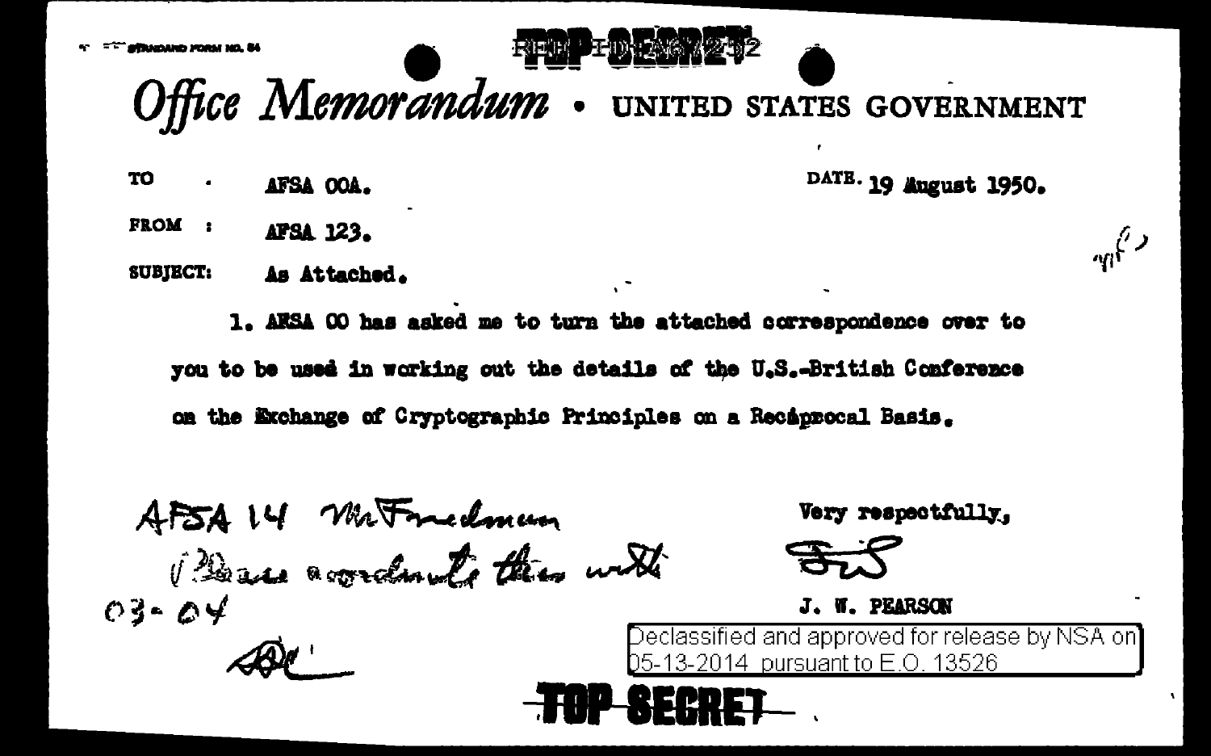STANDARD FORM NO. 64

TOP SECRET

# Office Memorandum • UNITED STATES GOVERNMENT

TO : AFSA OOA. DATE: 19 August 1950.

FROM : AFSA 123.

SUBJECT: As Attached.

1. AFSA OO has asked me to turn the attached correspondence over to you to be used in working out the details of the U.S.-British Conference on the Exchange of Cryptographic Principles on a Reciprocal Basis.

AFSA 14 Mr Friedman
Please coordinate this with
03-04

Very respectfully,

J. W. PEARSON

Declassified and approved for release by NSA on 05-13-2014 pursuant to E.O. 13526

TOP SECRET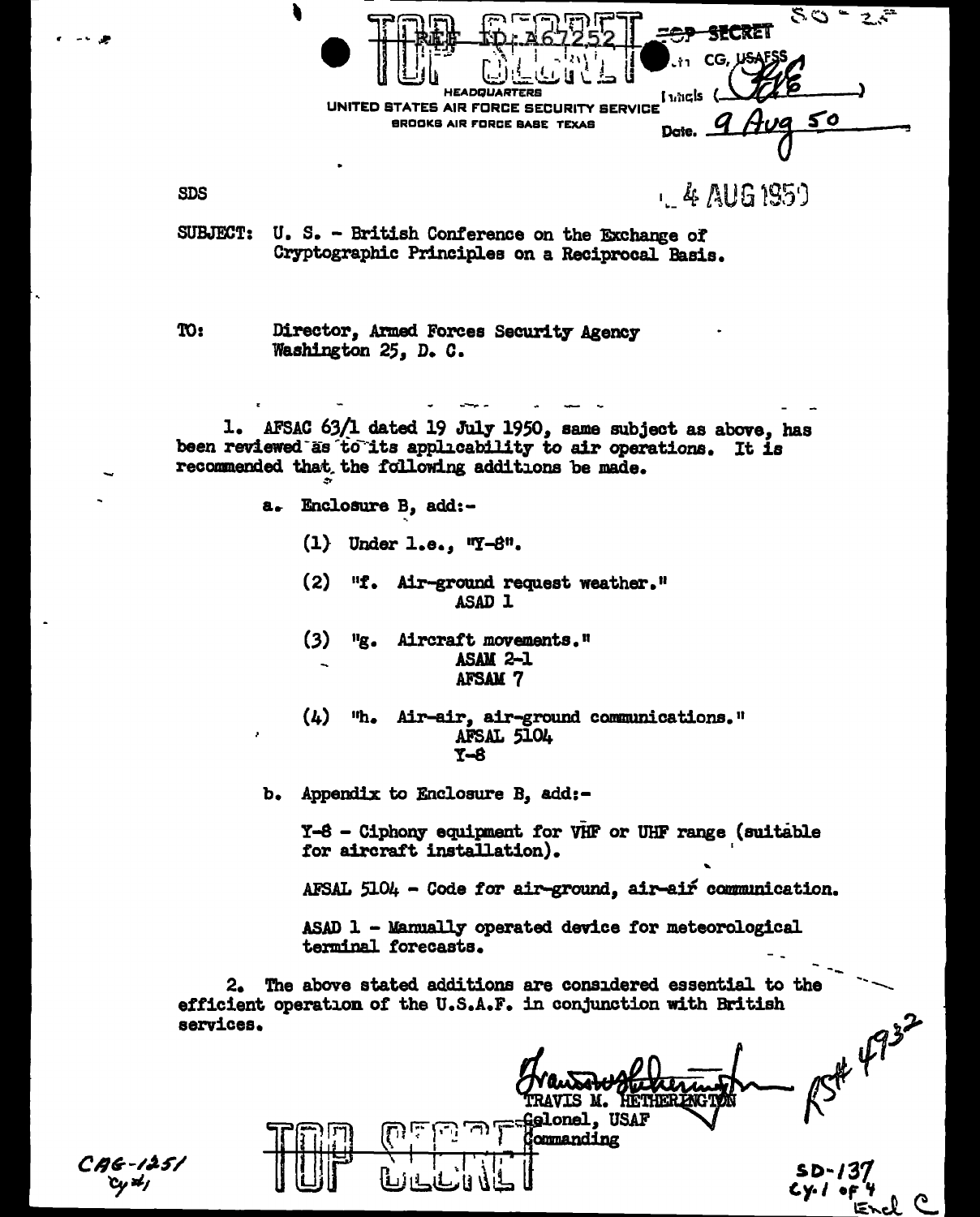TOP SECRET

REF ID:A67252

TOP SECRET

HEADQUARTERS
UNITED STATES AIR FORCE SECURITY SERVICE
BROOKS AIR FORCE BASE TEXAS

SO - 25

TOP SECRET
CG, USAFSS
Incls (File)
Date. 9 Aug 50

SDS

4 AUG 1950

SUBJECT: U. S. - British Conference on the Exchange of Cryptographic Principles on a Reciprocal Basis.

TO: Director, Armed Forces Security Agency
Washington 25, D. C.

1. AFSAC 63/1 dated 19 July 1950, same subject as above, has been reviewed as to its applicability to air operations. It is recommended that the following additions be made.

a. Enclosure B, add:-

(1) Under 1.e., "Y-8".

(2) "f. Air-ground request weather."
ASAD 1

(3) "g. Aircraft movements."
ASAM 2-1
AFSAM 7

(4) "h. Air-air, air-ground communications."
AFSAL 5104
Y-8

b. Appendix to Enclosure B, add:-

Y-8 - Ciphony equipment for VHF or UHF range (suitable for aircraft installation).

AFSAL 5104 - Code for air-ground, air-air communication.

ASAD 1 - Manually operated device for meteorological terminal forecasts.

2. The above stated additions are considered essential to the efficient operation of the U.S.A.F. in conjunction with British services.

TRAVIS M. HETHERINGTON
Colonel, USAF
Commanding

RS# 4932

TOP SECRET

CAG-1251
Cy #1

SD-137
Cy. 1 of 4
Encl C